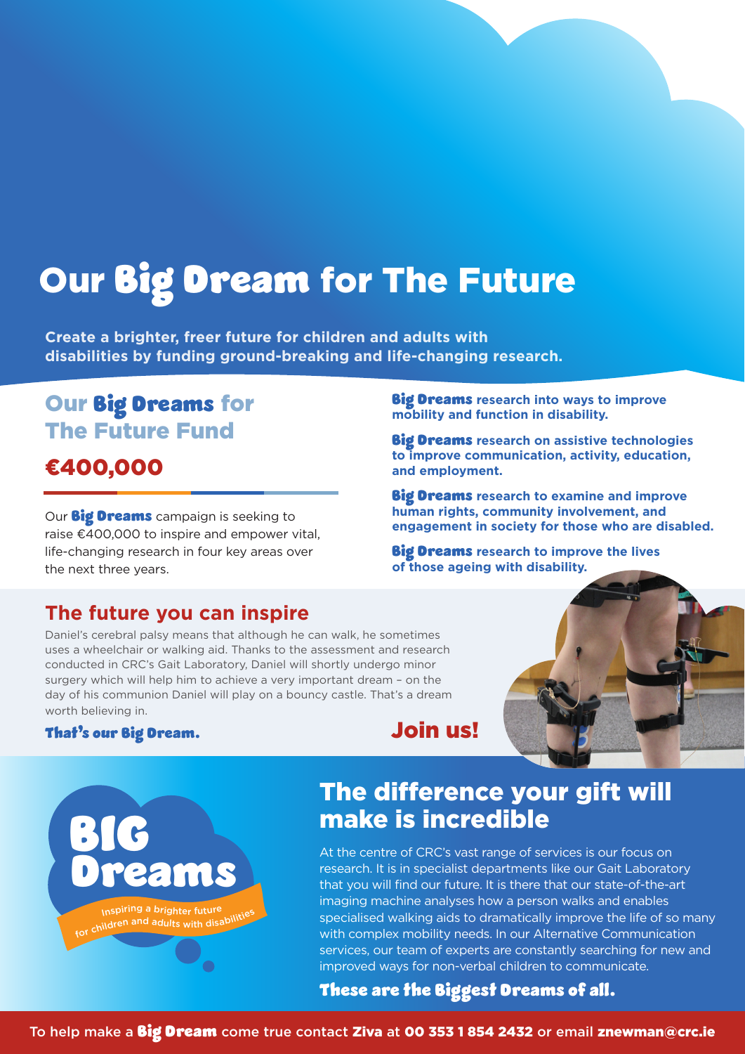# Our Big Dream for The Future

**Create a brighter, freer future for children and adults with disabilities by funding ground-breaking and life-changing research.**

## Our Big Dreams for The Future Fund

## €400,000

Our **Big Dreams** campaign is seeking to raise €400,000 to inspire and empower vital, life-changing research in four key areas over the next three years.

**Big Dreams research into ways to improve mobility and function in disability.**

**Big Dreams research on assistive technologies to improve communication, activity, education, and employment.**

**Big Dreams research to examine and improve human rights, community involvement, and engagement in society for those who are disabled.**

**Big Dreams research to improve the lives of those ageing with disability.**

## The future you can inspire

Daniel's cerebral palsy means that although he can walk, he sometimes uses a wheelchair or walking aid. Thanks to the assessment and research conducted in CRC's Gait Laboratory, Daniel will shortly undergo minor surgery which will help him to achieve a very important dream – on the day of his communion Daniel will play on a bouncy castle. That's a dream worth believing in.

**That's our Big Dream.**

**Join us!**

**BIG Dreams**

Inspiring a brighter future for children and adults with disabilities

## The difference your gift will make is incredible

At the centre of CRC's vast range of services is our focus on research. It is in specialist departments like our Gait Laboratory that you will find our future. It is there that our state-of-the-art imaging machine analyses how a person walks and enables specialised walking aids to dramatically improve the life of so many with complex mobility needs. In our Alternative Communication services, our team of experts are constantly searching for new and improved ways for non-verbal children to communicate.

**These are the Biggest Dreams of all.**

To help make a **Big Dream** come true contact **Ziva** at **00 353 1 854 2432** or email **znewman@crc.ie**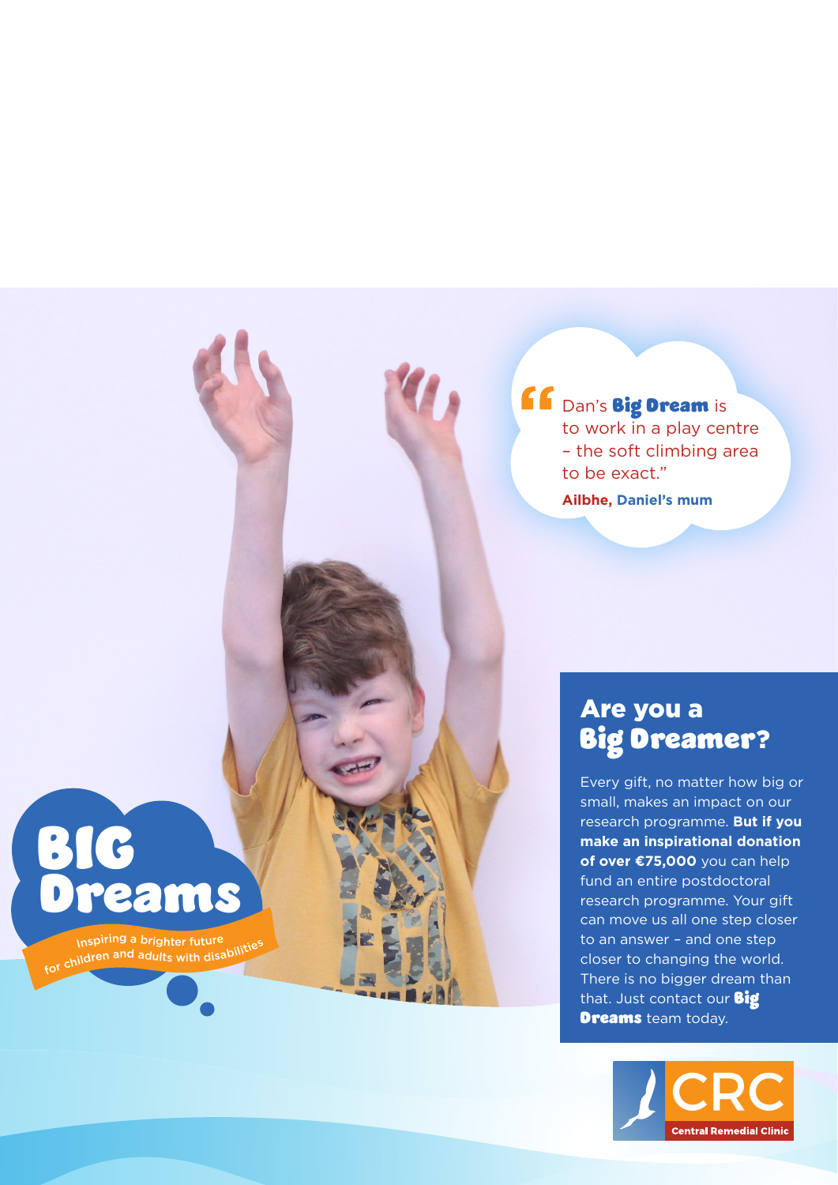“Dan’s **Big Dream** is to work in a play centre – the soft climbing area to be exact.”

**Ailbhe, Daniel’s mum**

## Are you a Big Dreamer?

Every gift, no matter how big or small, makes an impact on our research programme. **But if you make an inspirational donation of over €75,000** you can help fund an entire postdoctoral research programme. Your gift can move us all one step closer to an answer – and one step closer to changing the world. There is no bigger dream than that. Just contact our **Big Dreams** team today.

# BIG Dreams

Inspiring a brighter future for children and adults with disabilities

CRC
Central Remedial Clinic